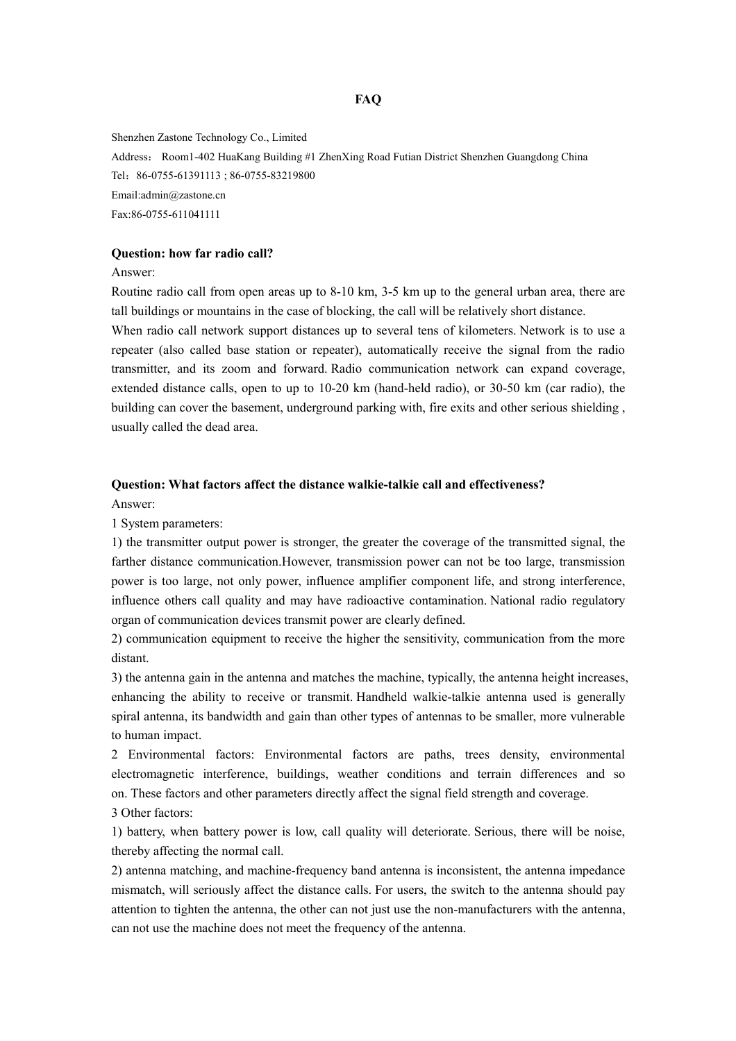# FAQ

Shenzhen Zastone Technology Co., Limited

Address： Room1-402 HuaKang Building #1 ZhenXing Road Futian District Shenzhen Guangdong China

Tel：86-0755-61391113 ; 86-0755-83219800

Email:admin@zastone.cn

Fax:86-0755-611041111

**Question: how far radio call?**

Answer:

Routine radio call from open areas up to 8-10 km, 3-5 km up to the general urban area, there are tall buildings or mountains in the case of blocking, the call will be relatively short distance.

When radio call network support distances up to several tens of kilometers. Network is to use a repeater (also called base station or repeater), automatically receive the signal from the radio transmitter, and its zoom and forward. Radio communication network can expand coverage, extended distance calls, open to up to 10-20 km (hand-held radio), or 30-50 km (car radio), the building can cover the basement, underground parking with, fire exits and other serious shielding , usually called the dead area.

**Question: What factors affect the distance walkie-talkie call and effectiveness?**

Answer:

1 System parameters:

1) the transmitter output power is stronger, the greater the coverage of the transmitted signal, the farther distance communication.However, transmission power can not be too large, transmission power is too large, not only power, influence amplifier component life, and strong interference, influence others call quality and may have radioactive contamination. National radio regulatory organ of communication devices transmit power are clearly defined.

2) communication equipment to receive the higher the sensitivity, communication from the more distant.

3) the antenna gain in the antenna and matches the machine, typically, the antenna height increases, enhancing the ability to receive or transmit. Handheld walkie-talkie antenna used is generally spiral antenna, its bandwidth and gain than other types of antennas to be smaller, more vulnerable to human impact.

2 Environmental factors: Environmental factors are paths, trees density, environmental electromagnetic interference, buildings, weather conditions and terrain differences and so on. These factors and other parameters directly affect the signal field strength and coverage.

3 Other factors:

1) battery, when battery power is low, call quality will deteriorate. Serious, there will be noise, thereby affecting the normal call.

2) antenna matching, and machine-frequency band antenna is inconsistent, the antenna impedance mismatch, will seriously affect the distance calls. For users, the switch to the antenna should pay attention to tighten the antenna, the other can not just use the non-manufacturers with the antenna, can not use the machine does not meet the frequency of the antenna.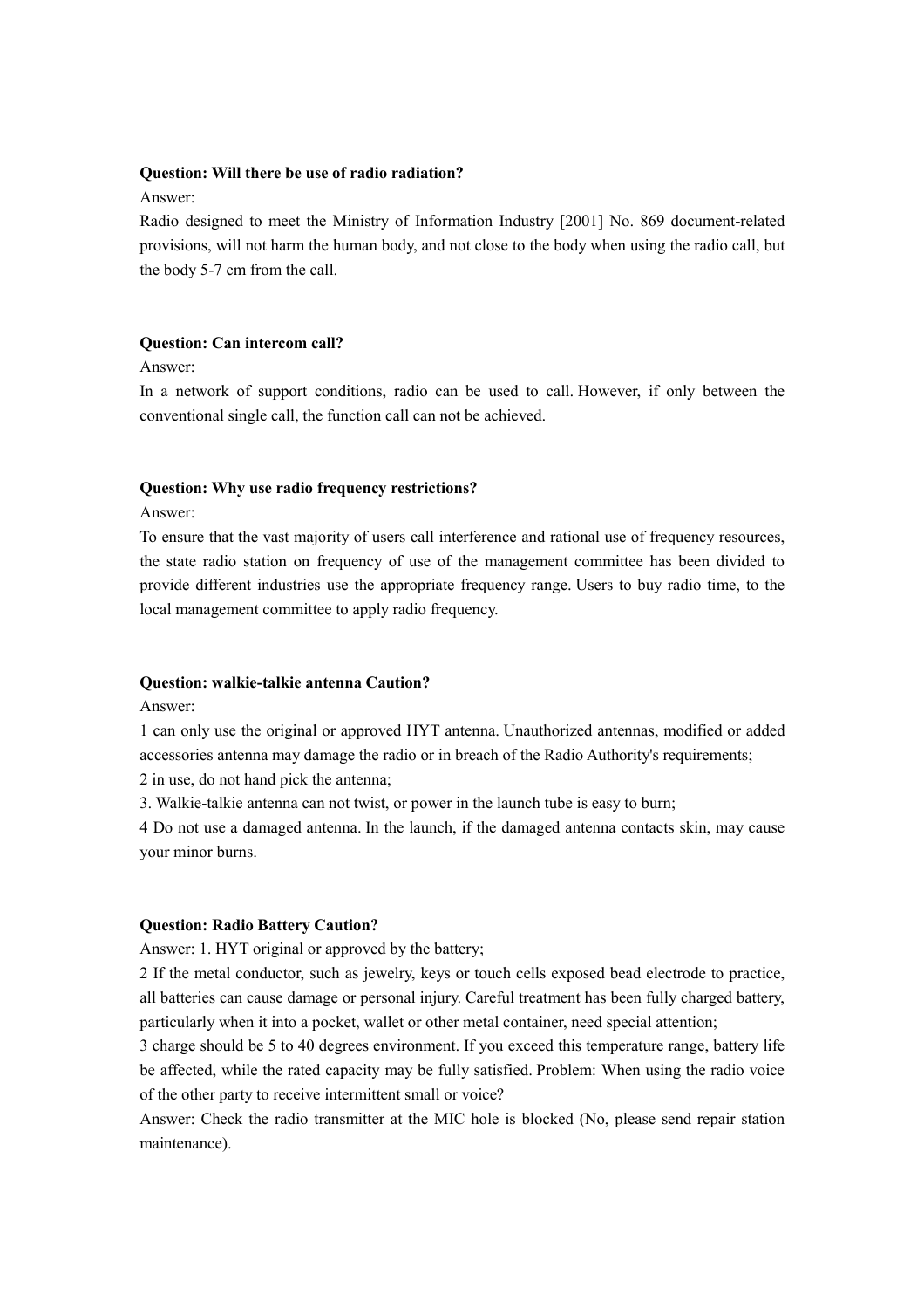**Question: Will there be use of radio radiation?**

Answer:

Radio designed to meet the Ministry of Information Industry [2001] No. 869 document-related provisions, will not harm the human body, and not close to the body when using the radio call, but the body 5-7 cm from the call.

**Question: Can intercom call?**

Answer:

In a network of support conditions, radio can be used to call. However, if only between the conventional single call, the function call can not be achieved.

**Question: Why use radio frequency restrictions?**

Answer:

To ensure that the vast majority of users call interference and rational use of frequency resources, the state radio station on frequency of use of the management committee has been divided to provide different industries use the appropriate frequency range. Users to buy radio time, to the local management committee to apply radio frequency.

**Question: walkie-talkie antenna Caution?**

Answer:

1 can only use the original or approved HYT antenna. Unauthorized antennas, modified or added accessories antenna may damage the radio or in breach of the Radio Authority's requirements;

2 in use, do not hand pick the antenna;

3. Walkie-talkie antenna can not twist, or power in the launch tube is easy to burn;

4 Do not use a damaged antenna. In the launch, if the damaged antenna contacts skin, may cause your minor burns.

**Question: Radio Battery Caution?**

Answer: 1. HYT original or approved by the battery;

2 If the metal conductor, such as jewelry, keys or touch cells exposed bead electrode to practice, all batteries can cause damage or personal injury. Careful treatment has been fully charged battery, particularly when it into a pocket, wallet or other metal container, need special attention;

3 charge should be 5 to 40 degrees environment. If you exceed this temperature range, battery life be affected, while the rated capacity may be fully satisfied. Problem: When using the radio voice of the other party to receive intermittent small or voice?

Answer: Check the radio transmitter at the MIC hole is blocked (No, please send repair station maintenance).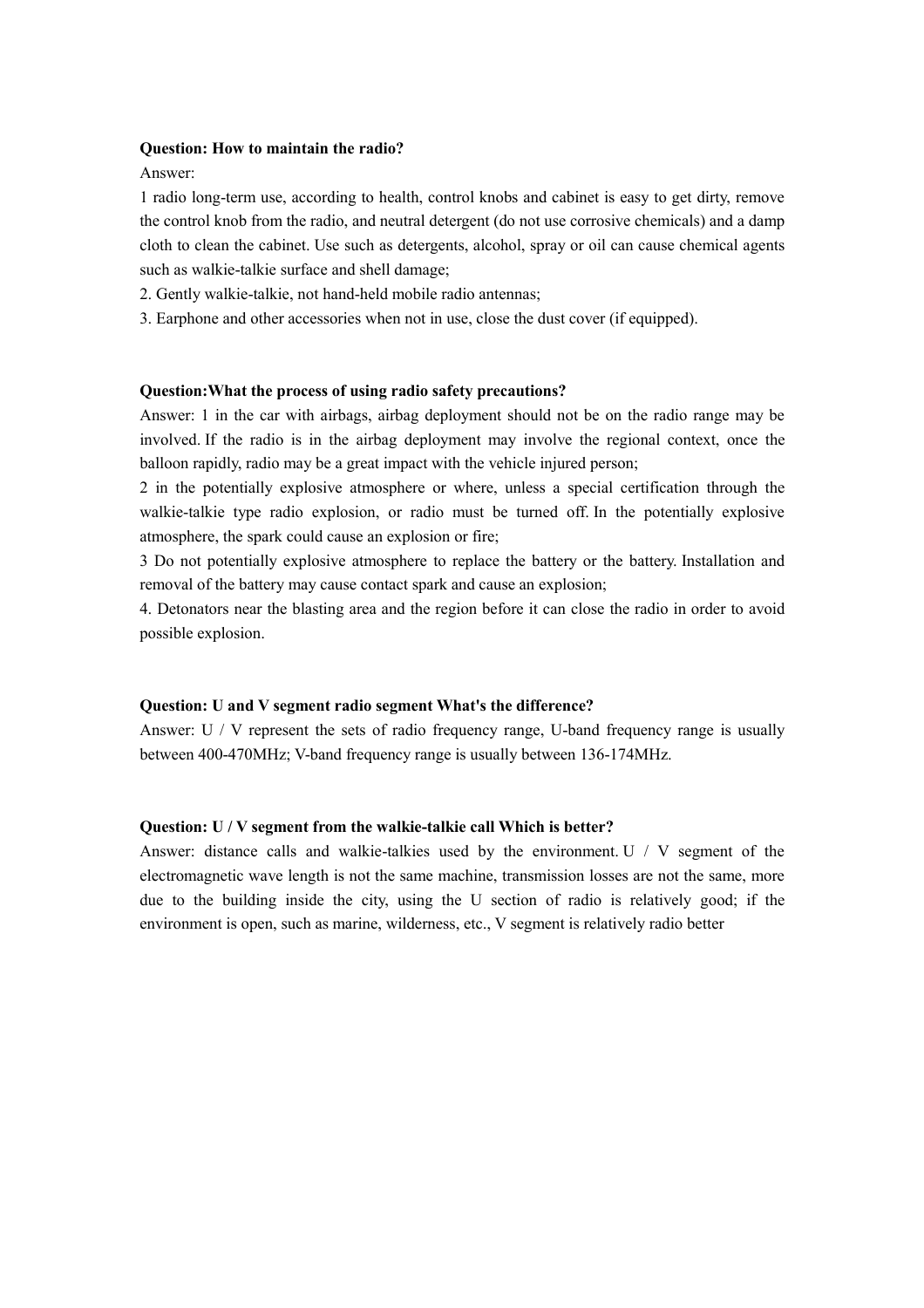**Question: How to maintain the radio?**

Answer:

1 radio long-term use, according to health, control knobs and cabinet is easy to get dirty, remove the control knob from the radio, and neutral detergent (do not use corrosive chemicals) and a damp cloth to clean the cabinet. Use such as detergents, alcohol, spray or oil can cause chemical agents such as walkie-talkie surface and shell damage;

2. Gently walkie-talkie, not hand-held mobile radio antennas;

3. Earphone and other accessories when not in use, close the dust cover (if equipped).

**Question:What the process of using radio safety precautions?**

Answer: 1 in the car with airbags, airbag deployment should not be on the radio range may be involved. If the radio is in the airbag deployment may involve the regional context, once the balloon rapidly, radio may be a great impact with the vehicle injured person;

2 in the potentially explosive atmosphere or where, unless a special certification through the walkie-talkie type radio explosion, or radio must be turned off. In the potentially explosive atmosphere, the spark could cause an explosion or fire;

3 Do not potentially explosive atmosphere to replace the battery or the battery. Installation and removal of the battery may cause contact spark and cause an explosion;

4. Detonators near the blasting area and the region before it can close the radio in order to avoid possible explosion.

**Question: U and V segment radio segment What's the difference?**

Answer: U / V represent the sets of radio frequency range, U-band frequency range is usually between 400-470MHz; V-band frequency range is usually between 136-174MHz.

**Question: U / V segment from the walkie-talkie call Which is better?**

Answer: distance calls and walkie-talkies used by the environment. U / V segment of the electromagnetic wave length is not the same machine, transmission losses are not the same, more due to the building inside the city, using the U section of radio is relatively good; if the environment is open, such as marine, wilderness, etc., V segment is relatively radio better